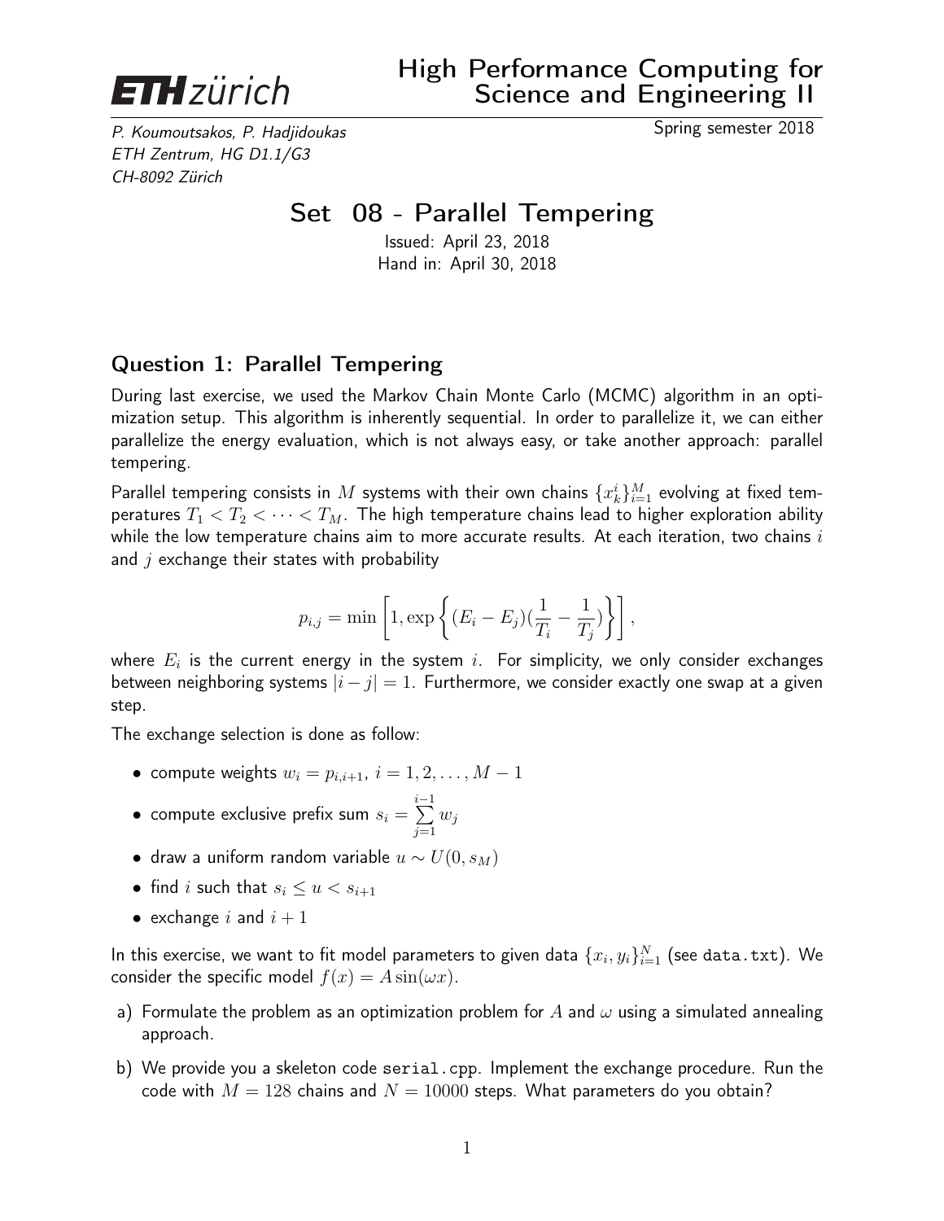**ETH** zürich

# High Performance Computing for Science and Engineering II

*P. Koumoutsakos, P. Hadjidoukas*
*ETH Zentrum, HG D1.1/G3*
*CH-8092 Zürich*

Spring semester 2018

## Set 08 - Parallel Tempering

Issued: April 23, 2018
Hand in: April 30, 2018

### Question 1: Parallel Tempering

During last exercise, we used the Markov Chain Monte Carlo (MCMC) algorithm in an optimization setup. This algorithm is inherently sequential. In order to parallelize it, we can either parallelize the energy evaluation, which is not always easy, or take another approach: parallel tempering.

Parallel tempering consists in $M$ systems with their own chains $\{x_k^i\}_{i=1}^M$ evolving at fixed temperatures $T_1 < T_2 < \cdots < T_M$. The high temperature chains lead to higher exploration ability while the low temperature chains aim to more accurate results. At each iteration, two chains $i$ and $j$ exchange their states with probability

$$p_{i,j} = \min\left[1, \exp\left\{(E_i - E_j)(\frac{1}{T_i} - \frac{1}{T_j})\right\}\right],$$

where $E_i$ is the current energy in the system $i$. For simplicity, we only consider exchanges between neighboring systems $|i - j| = 1$. Furthermore, we consider exactly one swap at a given step.

The exchange selection is done as follow:

- compute weights $w_i = p_{i,i+1}$, $i = 1, 2, \ldots, M - 1$
- compute exclusive prefix sum $s_i = \sum_{j=1}^{i-1} w_j$
- draw a uniform random variable $u \sim U(0, s_M)$
- find $i$ such that $s_i \leq u < s_{i+1}$
- exchange $i$ and $i + 1$

In this exercise, we want to fit model parameters to given data $\{x_i, y_i\}_{i=1}^N$ (see `data.txt`). We consider the specific model $f(x) = A\sin(\omega x)$.

a) Formulate the problem as an optimization problem for $A$ and $\omega$ using a simulated annealing approach.

b) We provide you a skeleton code `serial.cpp`. Implement the exchange procedure. Run the code with $M = 128$ chains and $N = 10000$ steps. What parameters do you obtain?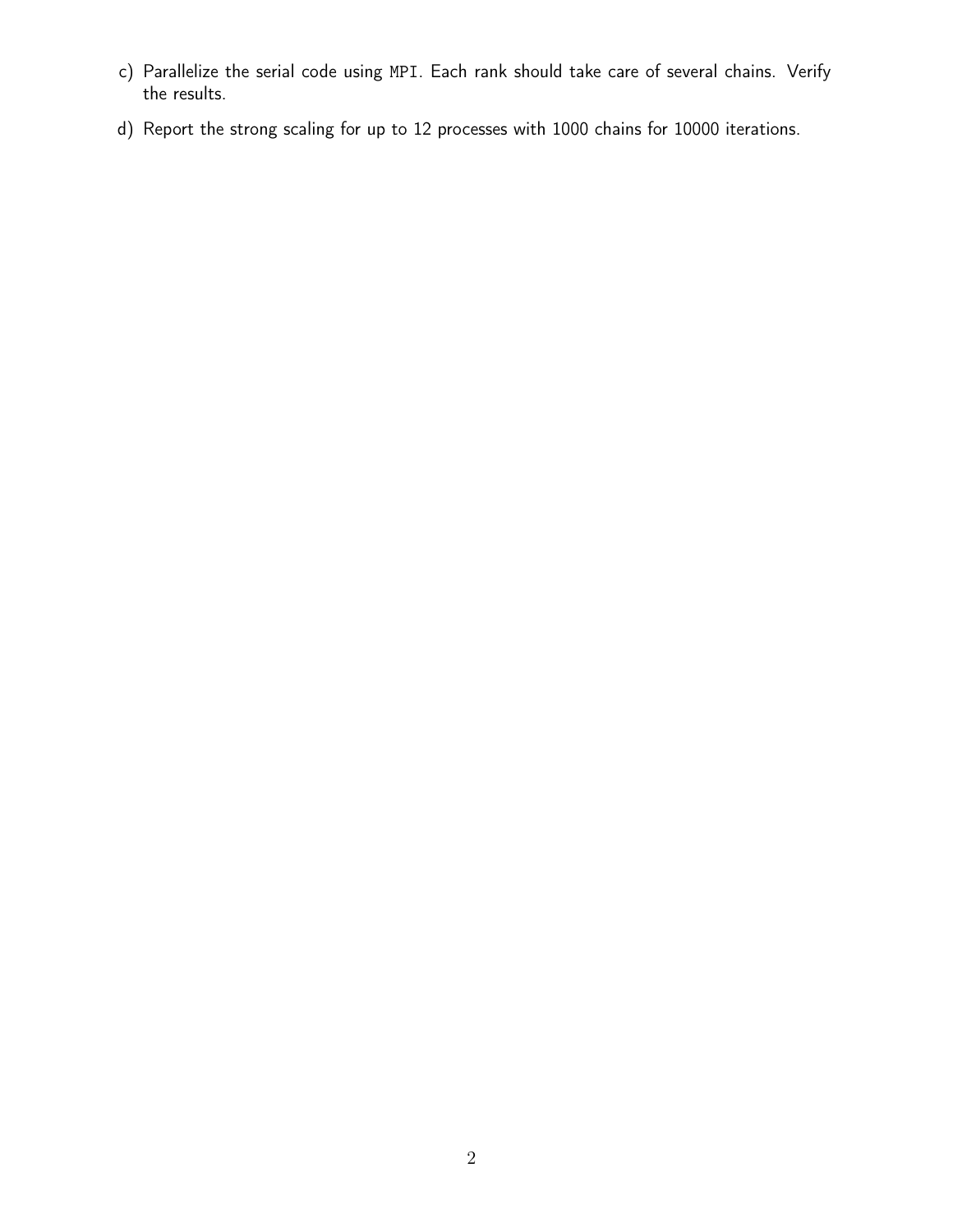c) Parallelize the serial code using `MPI`. Each rank should take care of several chains. Verify the results.

d) Report the strong scaling for up to 12 processes with 1000 chains for 10000 iterations.